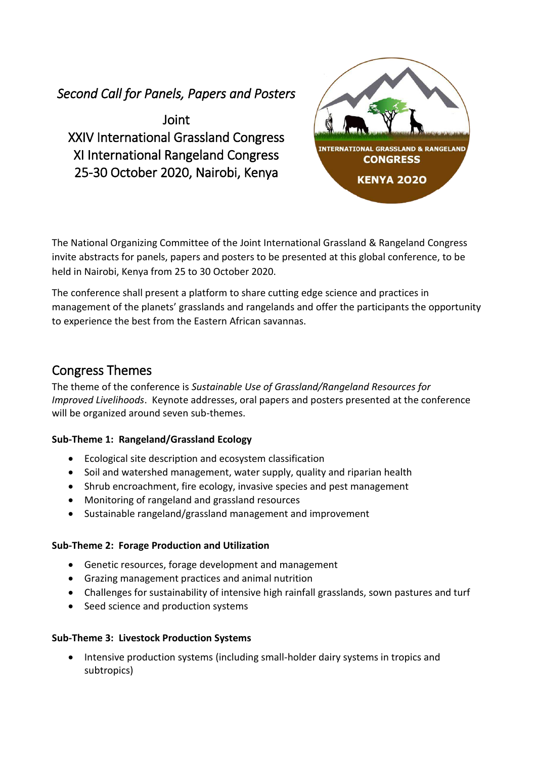*Second Call for Panels, Papers and Posters*

Joint
XXIV International Grassland Congress
XI International Rangeland Congress
25-30 October 2020, Nairobi, Kenya

The National Organizing Committee of the Joint International Grassland & Rangeland Congress invite abstracts for panels, papers and posters to be presented at this global conference, to be held in Nairobi, Kenya from 25 to 30 October 2020.

The conference shall present a platform to share cutting edge science and practices in management of the planets' grasslands and rangelands and offer the participants the opportunity to experience the best from the Eastern African savannas.

## Congress Themes

The theme of the conference is *Sustainable Use of Grassland/Rangeland Resources for Improved Livelihoods*. Keynote addresses, oral papers and posters presented at the conference will be organized around seven sub-themes.

**Sub-Theme 1: Rangeland/Grassland Ecology**

- Ecological site description and ecosystem classification
- Soil and watershed management, water supply, quality and riparian health
- Shrub encroachment, fire ecology, invasive species and pest management
- Monitoring of rangeland and grassland resources
- Sustainable rangeland/grassland management and improvement

**Sub-Theme 2: Forage Production and Utilization**

- Genetic resources, forage development and management
- Grazing management practices and animal nutrition
- Challenges for sustainability of intensive high rainfall grasslands, sown pastures and turf
- Seed science and production systems

**Sub-Theme 3: Livestock Production Systems**

- Intensive production systems (including small-holder dairy systems in tropics and subtropics)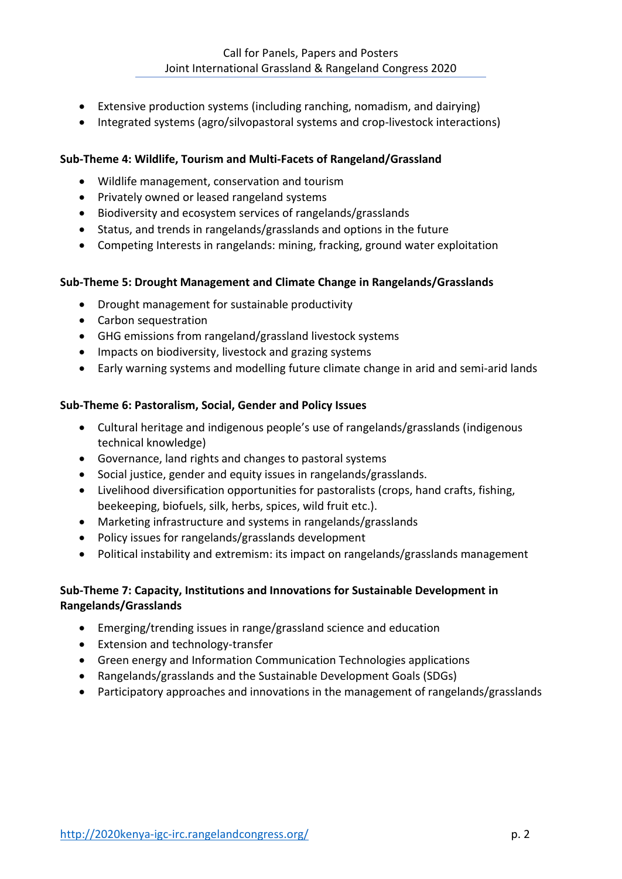- Extensive production systems (including ranching, nomadism, and dairying)
- Integrated systems (agro/silvopastoral systems and crop-livestock interactions)

**Sub-Theme 4: Wildlife, Tourism and Multi-Facets of Rangeland/Grassland**

- Wildlife management, conservation and tourism
- Privately owned or leased rangeland systems
- Biodiversity and ecosystem services of rangelands/grasslands
- Status, and trends in rangelands/grasslands and options in the future
- Competing Interests in rangelands: mining, fracking, ground water exploitation

**Sub-Theme 5: Drought Management and Climate Change in Rangelands/Grasslands**

- Drought management for sustainable productivity
- Carbon sequestration
- GHG emissions from rangeland/grassland livestock systems
- Impacts on biodiversity, livestock and grazing systems
- Early warning systems and modelling future climate change in arid and semi-arid lands

**Sub-Theme 6: Pastoralism, Social, Gender and Policy Issues**

- Cultural heritage and indigenous people's use of rangelands/grasslands (indigenous technical knowledge)
- Governance, land rights and changes to pastoral systems
- Social justice, gender and equity issues in rangelands/grasslands.
- Livelihood diversification opportunities for pastoralists (crops, hand crafts, fishing, beekeeping, biofuels, silk, herbs, spices, wild fruit etc.).
- Marketing infrastructure and systems in rangelands/grasslands
- Policy issues for rangelands/grasslands development
- Political instability and extremism: its impact on rangelands/grasslands management

**Sub-Theme 7: Capacity, Institutions and Innovations for Sustainable Development in Rangelands/Grasslands**

- Emerging/trending issues in range/grassland science and education
- Extension and technology-transfer
- Green energy and Information Communication Technologies applications
- Rangelands/grasslands and the Sustainable Development Goals (SDGs)
- Participatory approaches and innovations in the management of rangelands/grasslands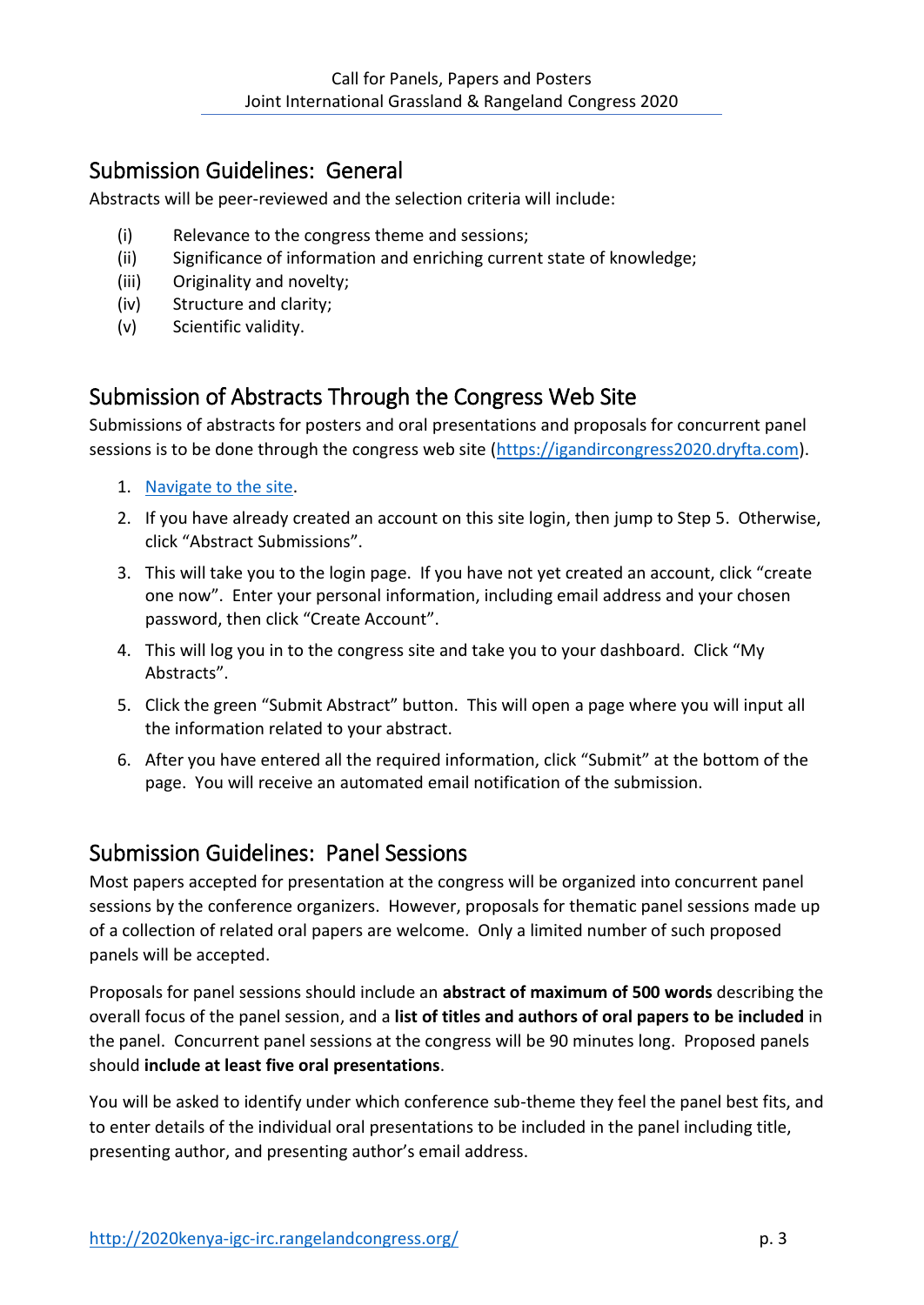## Submission Guidelines: General

Abstracts will be peer-reviewed and the selection criteria will include:

(i) Relevance to the congress theme and sessions;
(ii) Significance of information and enriching current state of knowledge;
(iii) Originality and novelty;
(iv) Structure and clarity;
(v) Scientific validity.

## Submission of Abstracts Through the Congress Web Site

Submissions of abstracts for posters and oral presentations and proposals for concurrent panel sessions is to be done through the congress web site (https://igandircongress2020.dryfta.com).

1. Navigate to the site.
2. If you have already created an account on this site login, then jump to Step 5. Otherwise, click "Abstract Submissions".
3. This will take you to the login page. If you have not yet created an account, click "create one now". Enter your personal information, including email address and your chosen password, then click "Create Account".
4. This will log you in to the congress site and take you to your dashboard. Click "My Abstracts".
5. Click the green "Submit Abstract" button. This will open a page where you will input all the information related to your abstract.
6. After you have entered all the required information, click "Submit" at the bottom of the page. You will receive an automated email notification of the submission.

## Submission Guidelines: Panel Sessions

Most papers accepted for presentation at the congress will be organized into concurrent panel sessions by the conference organizers. However, proposals for thematic panel sessions made up of a collection of related oral papers are welcome. Only a limited number of such proposed panels will be accepted.

Proposals for panel sessions should include an **abstract of maximum of 500 words** describing the overall focus of the panel session, and a **list of titles and authors of oral papers to be included** in the panel. Concurrent panel sessions at the congress will be 90 minutes long. Proposed panels should **include at least five oral presentations**.

You will be asked to identify under which conference sub-theme they feel the panel best fits, and to enter details of the individual oral presentations to be included in the panel including title, presenting author, and presenting author's email address.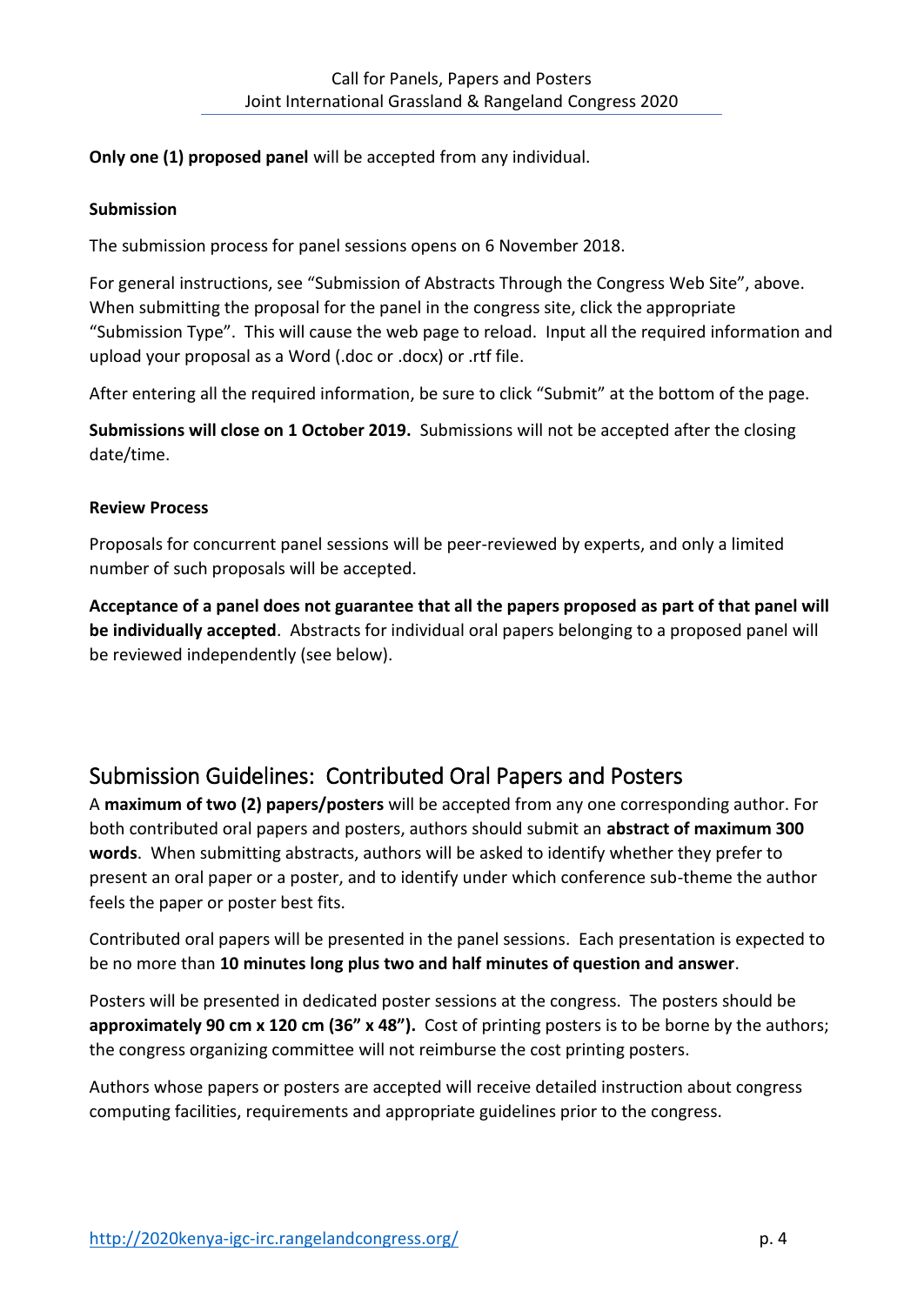**Only one (1) proposed panel** will be accepted from any individual.

**Submission**

The submission process for panel sessions opens on 6 November 2018.

For general instructions, see "Submission of Abstracts Through the Congress Web Site", above. When submitting the proposal for the panel in the congress site, click the appropriate "Submission Type". This will cause the web page to reload. Input all the required information and upload your proposal as a Word (.doc or .docx) or .rtf file.

After entering all the required information, be sure to click "Submit" at the bottom of the page.

**Submissions will close on 1 October 2019.** Submissions will not be accepted after the closing date/time.

**Review Process**

Proposals for concurrent panel sessions will be peer-reviewed by experts, and only a limited number of such proposals will be accepted.

**Acceptance of a panel does not guarantee that all the papers proposed as part of that panel will be individually accepted**. Abstracts for individual oral papers belonging to a proposed panel will be reviewed independently (see below).

## Submission Guidelines: Contributed Oral Papers and Posters

A **maximum of two (2) papers/posters** will be accepted from any one corresponding author. For both contributed oral papers and posters, authors should submit an **abstract of maximum 300 words**. When submitting abstracts, authors will be asked to identify whether they prefer to present an oral paper or a poster, and to identify under which conference sub-theme the author feels the paper or poster best fits.

Contributed oral papers will be presented in the panel sessions. Each presentation is expected to be no more than **10 minutes long plus two and half minutes of question and answer**.

Posters will be presented in dedicated poster sessions at the congress. The posters should be **approximately 90 cm x 120 cm (36" x 48").** Cost of printing posters is to be borne by the authors; the congress organizing committee will not reimburse the cost printing posters.

Authors whose papers or posters are accepted will receive detailed instruction about congress computing facilities, requirements and appropriate guidelines prior to the congress.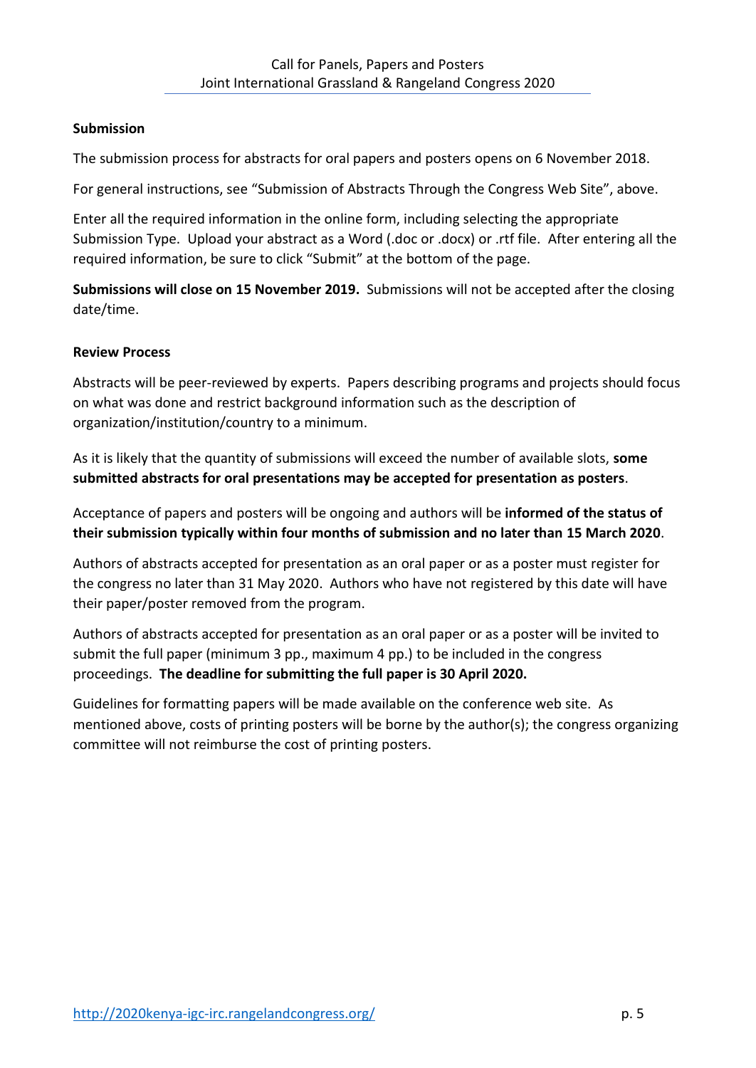**Submission**

The submission process for abstracts for oral papers and posters opens on 6 November 2018.

For general instructions, see "Submission of Abstracts Through the Congress Web Site", above.

Enter all the required information in the online form, including selecting the appropriate Submission Type. Upload your abstract as a Word (.doc or .docx) or .rtf file. After entering all the required information, be sure to click "Submit" at the bottom of the page.

**Submissions will close on 15 November 2019.** Submissions will not be accepted after the closing date/time.

**Review Process**

Abstracts will be peer-reviewed by experts. Papers describing programs and projects should focus on what was done and restrict background information such as the description of organization/institution/country to a minimum.

As it is likely that the quantity of submissions will exceed the number of available slots, **some submitted abstracts for oral presentations may be accepted for presentation as posters**.

Acceptance of papers and posters will be ongoing and authors will be **informed of the status of their submission typically within four months of submission and no later than 15 March 2020**.

Authors of abstracts accepted for presentation as an oral paper or as a poster must register for the congress no later than 31 May 2020. Authors who have not registered by this date will have their paper/poster removed from the program.

Authors of abstracts accepted for presentation as an oral paper or as a poster will be invited to submit the full paper (minimum 3 pp., maximum 4 pp.) to be included in the congress proceedings. **The deadline for submitting the full paper is 30 April 2020.**

Guidelines for formatting papers will be made available on the conference web site. As mentioned above, costs of printing posters will be borne by the author(s); the congress organizing committee will not reimburse the cost of printing posters.